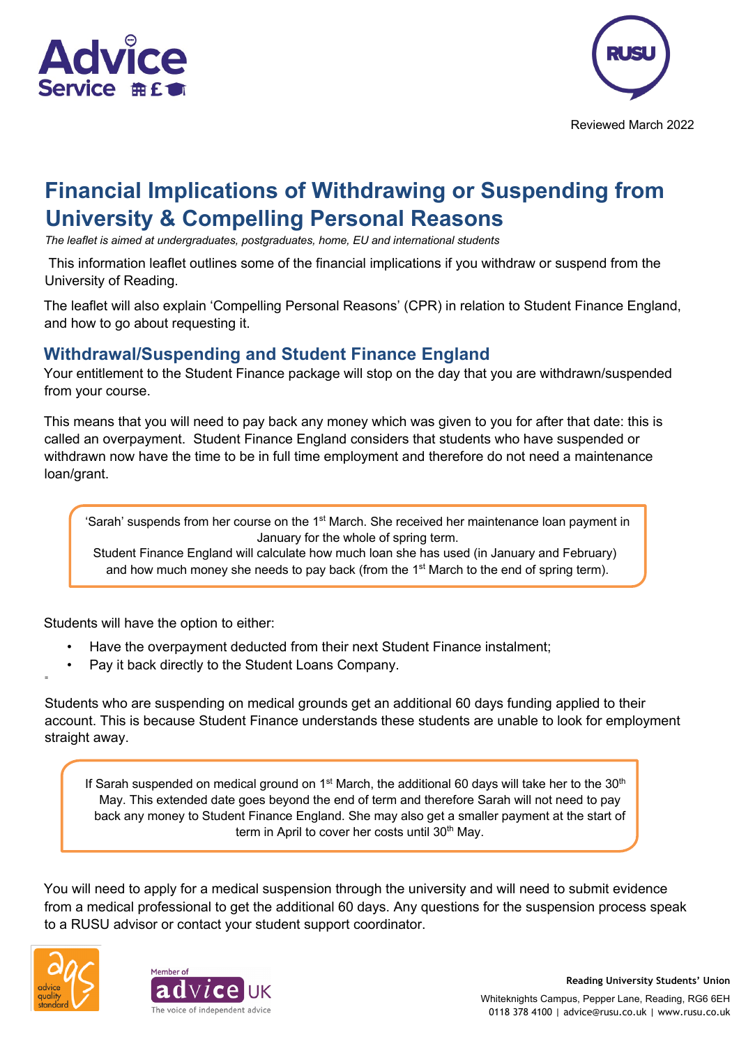Reviewed March 2022

# Financial Implications of Withdrawing or Suspending from University & Compelling Personal Reasons

*The leaflet is aimed at undergraduates, postgraduates, home, EU and international students*

This information leaflet outlines some of the financial implications if you withdraw or suspend from the University of Reading.

The leaflet will also explain 'Compelling Personal Reasons' (CPR) in relation to Student Finance England, and how to go about requesting it.

## Withdrawal/Suspending and Student Finance England

Your entitlement to the Student Finance package will stop on the day that you are withdrawn/suspended from your course.

This means that you will need to pay back any money which was given to you for after that date: this is called an overpayment. Student Finance England considers that students who have suspended or withdrawn now have the time to be in full time employment and therefore do not need a maintenance loan/grant.

> 'Sarah' suspends from her course on the 1st March. She received her maintenance loan payment in January for the whole of spring term.
> Student Finance England will calculate how much loan she has used (in January and February) and how much money she needs to pay back (from the 1st March to the end of spring term).

Students will have the option to either:

- Have the overpayment deducted from their next Student Finance instalment;
- Pay it back directly to the Student Loans Company.

Students who are suspending on medical grounds get an additional 60 days funding applied to their account. This is because Student Finance understands these students are unable to look for employment straight away.

> If Sarah suspended on medical ground on 1st March, the additional 60 days will take her to the 30th May. This extended date goes beyond the end of term and therefore Sarah will not need to pay back any money to Student Finance England. She may also get a smaller payment at the start of term in April to cover her costs until 30th May.

You will need to apply for a medical suspension through the university and will need to submit evidence from a medical professional to get the additional 60 days. Any questions for the suspension process speak to a RUSU advisor or contact your student support coordinator.

**Reading University Students' Union**
Whiteknights Campus, Pepper Lane, Reading, RG6 6EH
0118 378 4100 | advice@rusu.co.uk | www.rusu.co.uk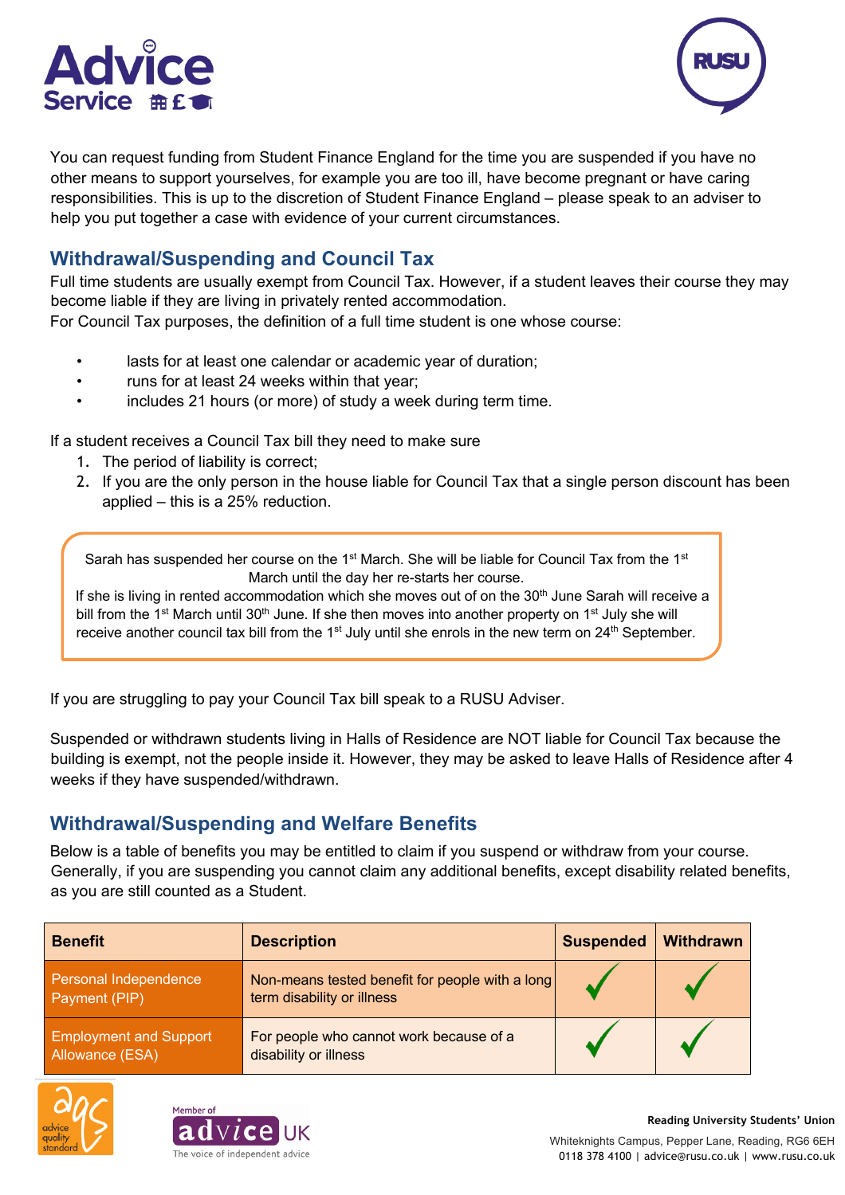You can request funding from Student Finance England for the time you are suspended if you have no other means to support yourselves, for example you are too ill, have become pregnant or have caring responsibilities. This is up to the discretion of Student Finance England – please speak to an adviser to help you put together a case with evidence of your current circumstances.

## Withdrawal/Suspending and Council Tax

Full time students are usually exempt from Council Tax. However, if a student leaves their course they may become liable if they are living in privately rented accommodation.
For Council Tax purposes, the definition of a full time student is one whose course:

- lasts for at least one calendar or academic year of duration;
- runs for at least 24 weeks within that year;
- includes 21 hours (or more) of study a week during term time.

If a student receives a Council Tax bill they need to make sure

1. The period of liability is correct;
2. If you are the only person in the house liable for Council Tax that a single person discount has been applied – this is a 25% reduction.

> Sarah has suspended her course on the 1st March. She will be liable for Council Tax from the 1st March until the day her re-starts her course.
> If she is living in rented accommodation which she moves out of on the 30th June Sarah will receive a bill from the 1st March until 30th June. If she then moves into another property on 1st July she will receive another council tax bill from the 1st July until she enrols in the new term on 24th September.

If you are struggling to pay your Council Tax bill speak to a RUSU Adviser.

Suspended or withdrawn students living in Halls of Residence are NOT liable for Council Tax because the building is exempt, not the people inside it. However, they may be asked to leave Halls of Residence after 4 weeks if they have suspended/withdrawn.

## Withdrawal/Suspending and Welfare Benefits

Below is a table of benefits you may be entitled to claim if you suspend or withdraw from your course. Generally, if you are suspending you cannot claim any additional benefits, except disability related benefits, as you are still counted as a Student.

| Benefit | Description | Suspended | Withdrawn |
|---|---|---|---|
| Personal Independence Payment (PIP) | Non-means tested benefit for people with a long term disability or illness | ✓ | ✓ |
| Employment and Support Allowance (ESA) | For people who cannot work because of a disability or illness | ✓ | ✓ |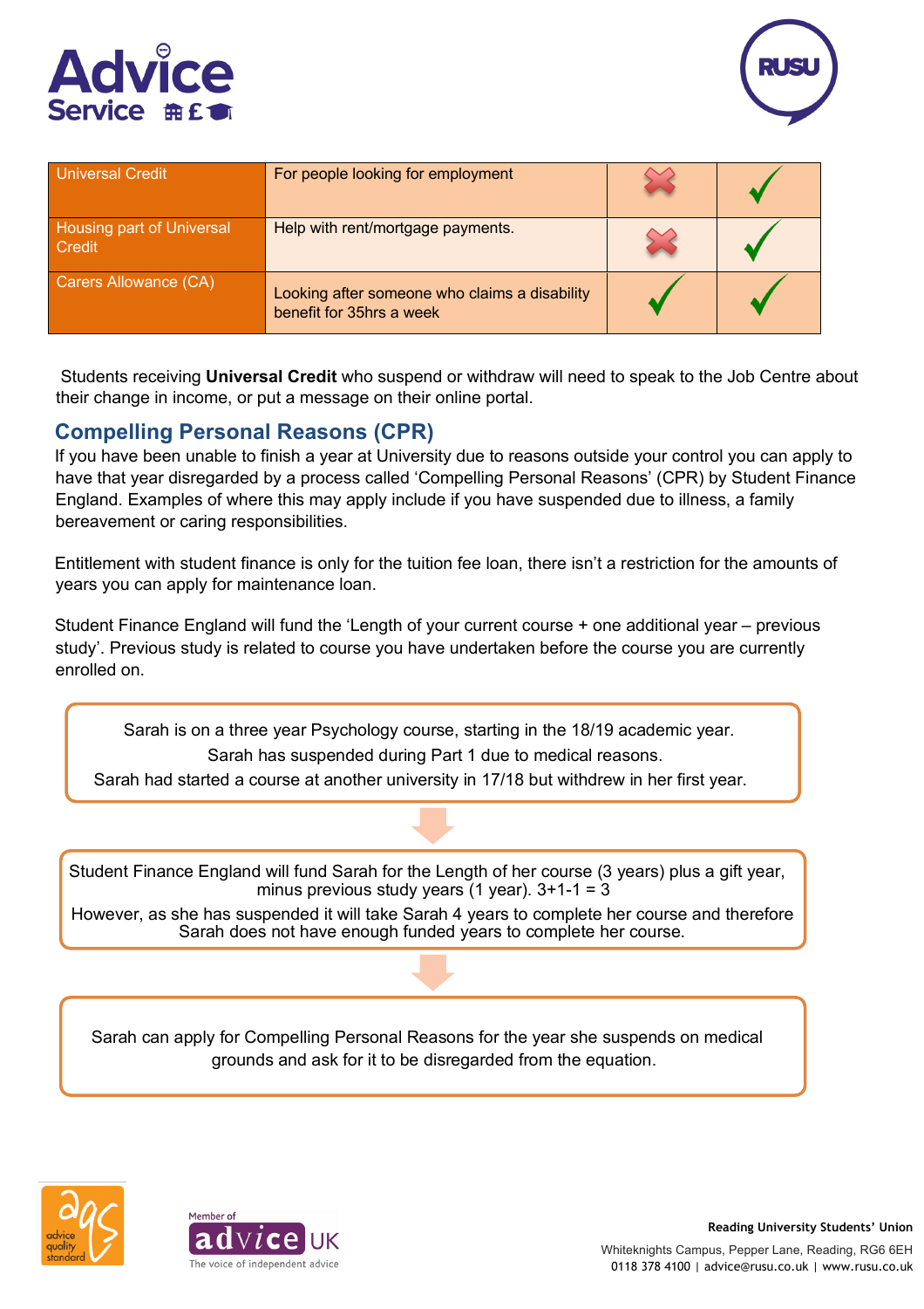| Universal Credit | For people looking for employment | ✗ | ✓ |
|---|---|---|---|
| Housing part of Universal Credit | Help with rent/mortgage payments. | ✗ | ✓ |
| Carers Allowance (CA) | Looking after someone who claims a disability benefit for 35hrs a week | ✓ | ✓ |

Students receiving **Universal Credit** who suspend or withdraw will need to speak to the Job Centre about their change in income, or put a message on their online portal.

## Compelling Personal Reasons (CPR)

If you have been unable to finish a year at University due to reasons outside your control you can apply to have that year disregarded by a process called 'Compelling Personal Reasons' (CPR) by Student Finance England. Examples of where this may apply include if you have suspended due to illness, a family bereavement or caring responsibilities.

Entitlement with student finance is only for the tuition fee loan, there isn't a restriction for the amounts of years you can apply for maintenance loan.

Student Finance England will fund the 'Length of your current course + one additional year – previous study'. Previous study is related to course you have undertaken before the course you are currently enrolled on.

Sarah is on a three year Psychology course, starting in the 18/19 academic year.
Sarah has suspended during Part 1 due to medical reasons.
Sarah had started a course at another university in 17/18 but withdrew in her first year.

Student Finance England will fund Sarah for the Length of her course (3 years) plus a gift year, minus previous study years (1 year). 3+1-1 = 3

However, as she has suspended it will take Sarah 4 years to complete her course and therefore Sarah does not have enough funded years to complete her course.

Sarah can apply for Compelling Personal Reasons for the year she suspends on medical grounds and ask for it to be disregarded from the equation.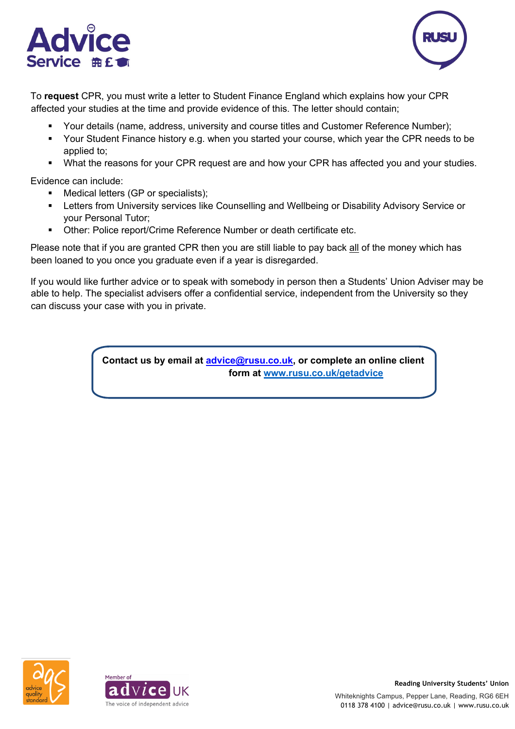To **request** CPR, you must write a letter to Student Finance England which explains how your CPR affected your studies at the time and provide evidence of this. The letter should contain;

- Your details (name, address, university and course titles and Customer Reference Number);
- Your Student Finance history e.g. when you started your course, which year the CPR needs to be applied to;
- What the reasons for your CPR request are and how your CPR has affected you and your studies.

Evidence can include:

- Medical letters (GP or specialists);
- Letters from University services like Counselling and Wellbeing or Disability Advisory Service or your Personal Tutor;
- Other: Police report/Crime Reference Number or death certificate etc.

Please note that if you are granted CPR then you are still liable to pay back all of the money which has been loaned to you once you graduate even if a year is disregarded.

If you would like further advice or to speak with somebody in person then a Students' Union Adviser may be able to help. The specialist advisers offer a confidential service, independent from the University so they can discuss your case with you in private.

**Contact us by email at [advice@rusu.co.uk](mailto:advice@rusu.co.uk), or complete an online client form at [www.rusu.co.uk/getadvice](http://www.rusu.co.uk/getadvice)**

**Reading University Students' Union**
Whiteknights Campus, Pepper Lane, Reading, RG6 6EH
0118 378 4100 | advice@rusu.co.uk | www.rusu.co.uk